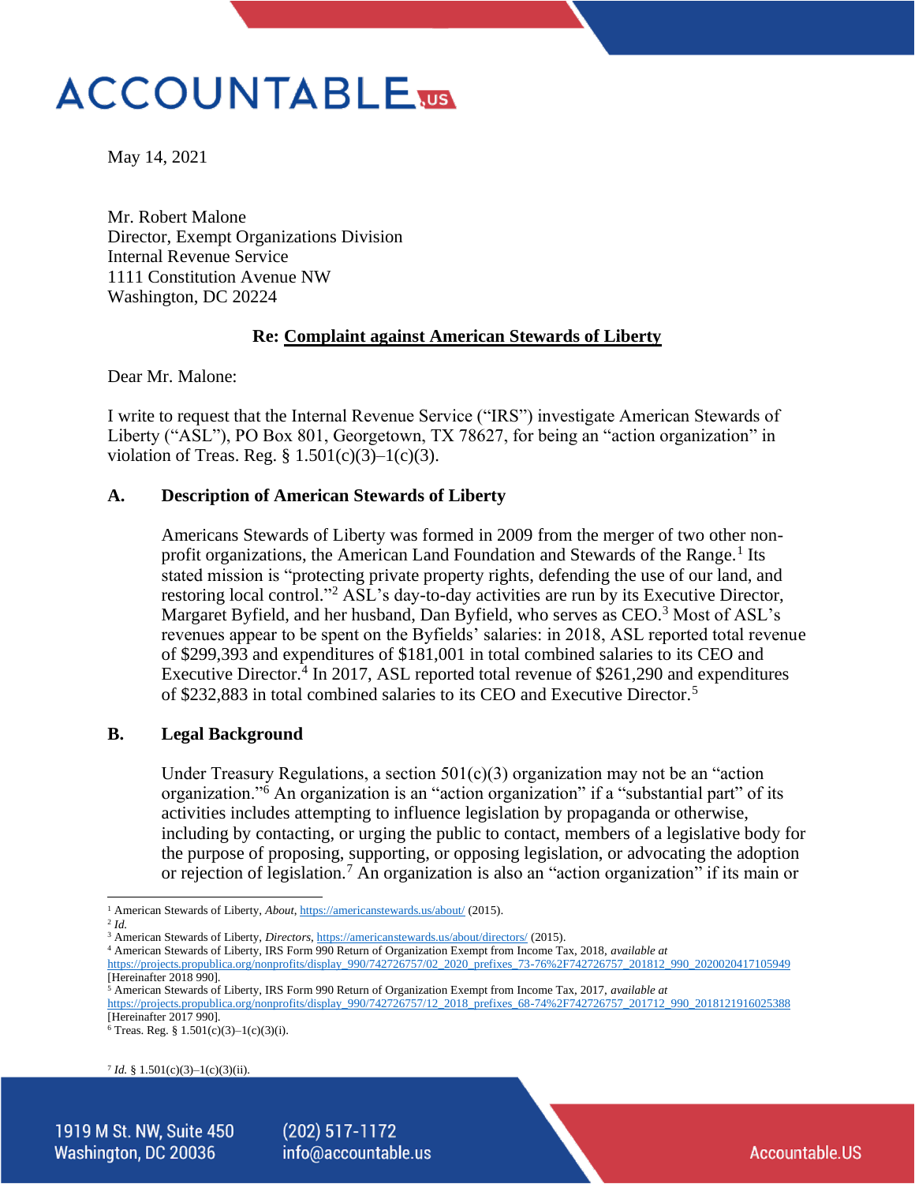# ACCOUNTABLE.US

May 14, 2021

Mr. Robert Malone
Director, Exempt Organizations Division
Internal Revenue Service
1111 Constitution Avenue NW
Washington, DC 20224

**Re: <u>Complaint against American Stewards of Liberty</u>**

Dear Mr. Malone:

I write to request that the Internal Revenue Service ("IRS") investigate American Stewards of Liberty ("ASL"), PO Box 801, Georgetown, TX 78627, for being an "action organization" in violation of Treas. Reg. § 1.501(c)(3)–1(c)(3).

## A. Description of American Stewards of Liberty

Americans Stewards of Liberty was formed in 2009 from the merger of two other non-profit organizations, the American Land Foundation and Stewards of the Range.[1] Its stated mission is "protecting private property rights, defending the use of our land, and restoring local control."[2] ASL's day-to-day activities are run by its Executive Director, Margaret Byfield, and her husband, Dan Byfield, who serves as CEO.[3] Most of ASL's revenues appear to be spent on the Byfields' salaries: in 2018, ASL reported total revenue of $299,393 and expenditures of $181,001 in total combined salaries to its CEO and Executive Director.[4] In 2017, ASL reported total revenue of $261,290 and expenditures of $232,883 in total combined salaries to its CEO and Executive Director.[5]

## B. Legal Background

Under Treasury Regulations, a section 501(c)(3) organization may not be an "action organization."[6] An organization is an "action organization" if a "substantial part" of its activities includes attempting to influence legislation by propaganda or otherwise, including by contacting, or urging the public to contact, members of a legislative body for the purpose of proposing, supporting, or opposing legislation, or advocating the adoption or rejection of legislation.[7] An organization is also an "action organization" if its main or

---

[1] American Stewards of Liberty, *About*, https://americanstewards.us/about/ (2015).
[2] *Id.*
[3] American Stewards of Liberty, *Directors*, https://americanstewards.us/about/directors/ (2015).
[4] American Stewards of Liberty, IRS Form 990 Return of Organization Exempt from Income Tax, 2018, *available at* https://projects.propublica.org/nonprofits/display_990/742726757/02_2020_prefixes_73-76%2F742726757_201812_990_2020020417105949 [Hereinafter 2018 990].
[5] American Stewards of Liberty, IRS Form 990 Return of Organization Exempt from Income Tax, 2017, *available at* https://projects.propublica.org/nonprofits/display_990/742726757/12_2018_prefixes_68-74%2F742726757_201712_990_2018121916025388 [Hereinafter 2017 990].
[6] Treas. Reg. § 1.501(c)(3)–1(c)(3)(i).
[7] *Id.* § 1.501(c)(3)–1(c)(3)(ii).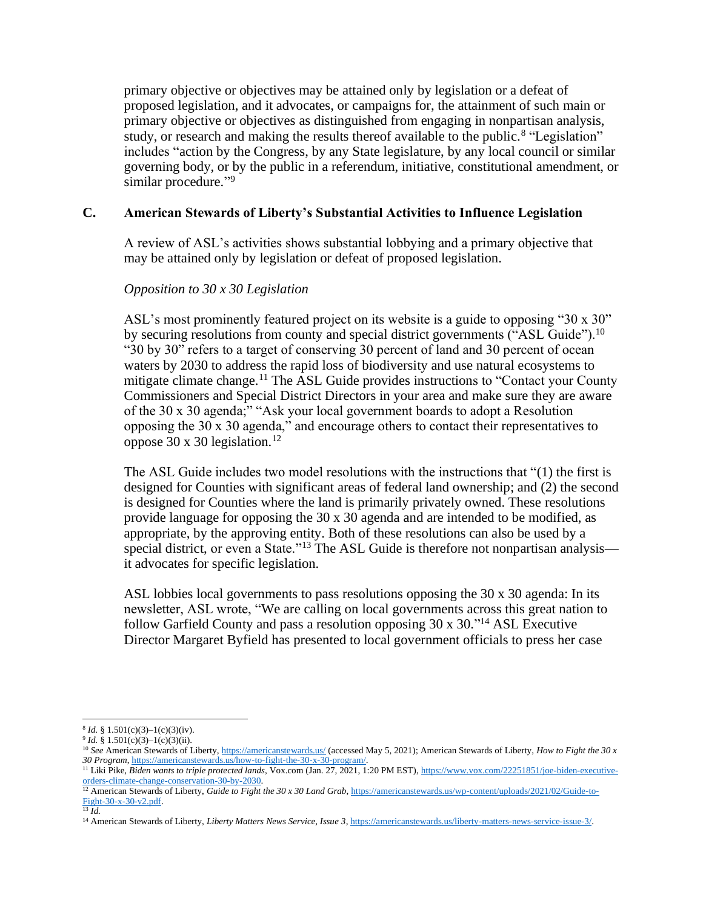primary objective or objectives may be attained only by legislation or a defeat of proposed legislation, and it advocates, or campaigns for, the attainment of such main or primary objective or objectives as distinguished from engaging in nonpartisan analysis, study, or research and making the results thereof available to the public.[8] "Legislation" includes "action by the Congress, by any State legislature, by any local council or similar governing body, or by the public in a referendum, initiative, constitutional amendment, or similar procedure."[9]

### C. American Stewards of Liberty's Substantial Activities to Influence Legislation

A review of ASL's activities shows substantial lobbying and a primary objective that may be attained only by legislation or defeat of proposed legislation.

*Opposition to 30 x 30 Legislation*

ASL's most prominently featured project on its website is a guide to opposing "30 x 30" by securing resolutions from county and special district governments ("ASL Guide").[10] "30 by 30" refers to a target of conserving 30 percent of land and 30 percent of ocean waters by 2030 to address the rapid loss of biodiversity and use natural ecosystems to mitigate climate change.[11] The ASL Guide provides instructions to "Contact your County Commissioners and Special District Directors in your area and make sure they are aware of the 30 x 30 agenda;" "Ask your local government boards to adopt a Resolution opposing the 30 x 30 agenda," and encourage others to contact their representatives to oppose 30 x 30 legislation.[12]

The ASL Guide includes two model resolutions with the instructions that "(1) the first is designed for Counties with significant areas of federal land ownership; and (2) the second is designed for Counties where the land is primarily privately owned. These resolutions provide language for opposing the 30 x 30 agenda and are intended to be modified, as appropriate, by the approving entity. Both of these resolutions can also be used by a special district, or even a State."[13] The ASL Guide is therefore not nonpartisan analysis—it advocates for specific legislation.

ASL lobbies local governments to pass resolutions opposing the 30 x 30 agenda: In its newsletter, ASL wrote, "We are calling on local governments across this great nation to follow Garfield County and pass a resolution opposing 30 x 30."[14] ASL Executive Director Margaret Byfield has presented to local government officials to press her case

---

[8] *Id.* § 1.501(c)(3)–1(c)(3)(iv).

[9] *Id.* § 1.501(c)(3)–1(c)(3)(ii).

[10] *See* American Stewards of Liberty, https://americanstewards.us/ (accessed May 5, 2021); American Stewards of Liberty, *How to Fight the 30 x 30 Program*, https://americanstewards.us/how-to-fight-the-30-x-30-program/.

[11] Liki Pike, *Biden wants to triple protected lands*, Vox.com (Jan. 27, 2021, 1:20 PM EST), https://www.vox.com/22251851/joe-biden-executive-orders-climate-change-conservation-30-by-2030.

[12] American Stewards of Liberty, *Guide to Fight the 30 x 30 Land Grab*, https://americanstewards.us/wp-content/uploads/2021/02/Guide-to-Fight-30-x-30-v2.pdf.

[13] *Id.*

[14] American Stewards of Liberty, *Liberty Matters News Service, Issue 3*, https://americanstewards.us/liberty-matters-news-service-issue-3/.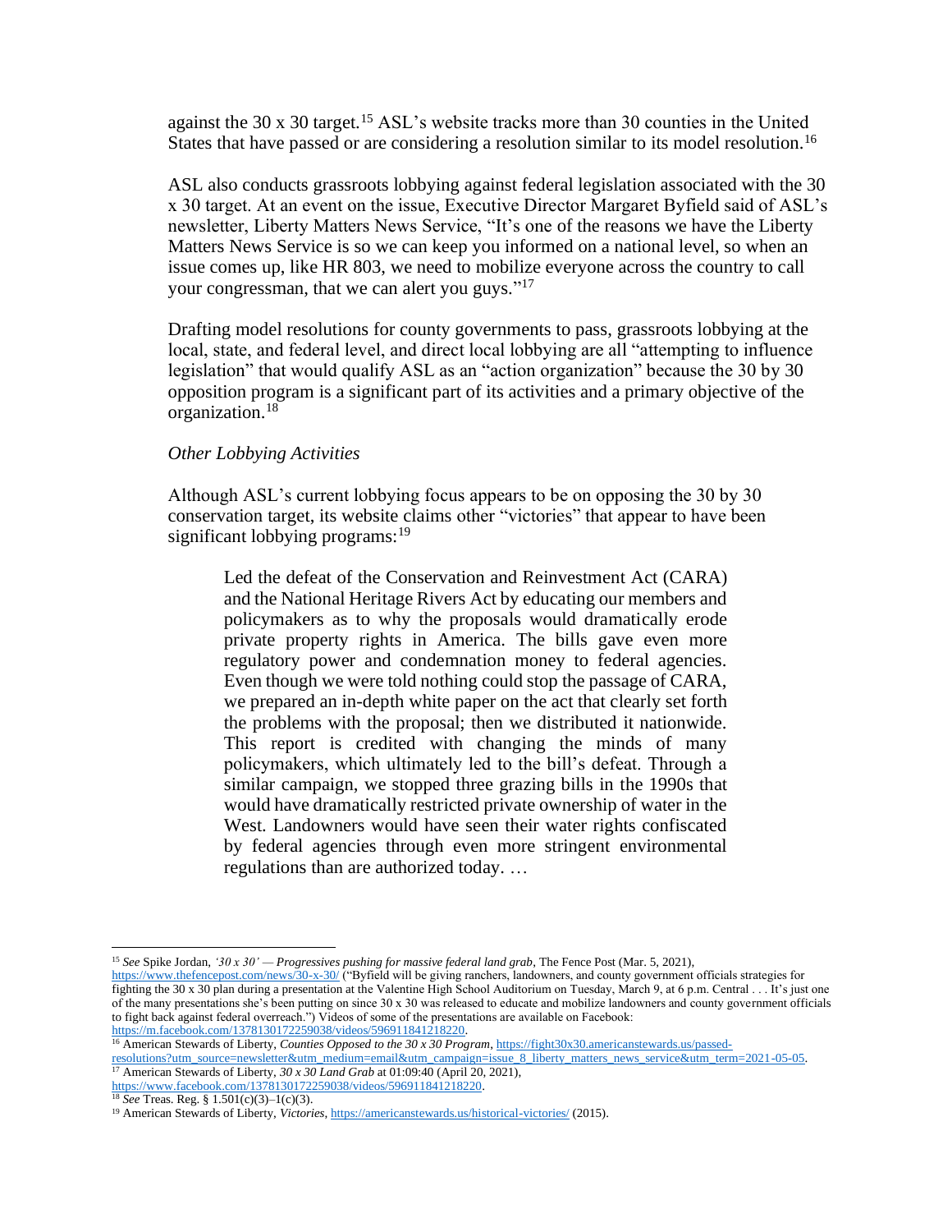against the 30 x 30 target.[15] ASL's website tracks more than 30 counties in the United States that have passed or are considering a resolution similar to its model resolution.[16]

ASL also conducts grassroots lobbying against federal legislation associated with the 30 x 30 target. At an event on the issue, Executive Director Margaret Byfield said of ASL's newsletter, Liberty Matters News Service, "It's one of the reasons we have the Liberty Matters News Service is so we can keep you informed on a national level, so when an issue comes up, like HR 803, we need to mobilize everyone across the country to call your congressman, that we can alert you guys."[17]

Drafting model resolutions for county governments to pass, grassroots lobbying at the local, state, and federal level, and direct local lobbying are all "attempting to influence legislation" that would qualify ASL as an "action organization" because the 30 by 30 opposition program is a significant part of its activities and a primary objective of the organization.[18]

*Other Lobbying Activities*

Although ASL's current lobbying focus appears to be on opposing the 30 by 30 conservation target, its website claims other "victories" that appear to have been significant lobbying programs:[19]

> Led the defeat of the Conservation and Reinvestment Act (CARA) and the National Heritage Rivers Act by educating our members and policymakers as to why the proposals would dramatically erode private property rights in America. The bills gave even more regulatory power and condemnation money to federal agencies. Even though we were told nothing could stop the passage of CARA, we prepared an in-depth white paper on the act that clearly set forth the problems with the proposal; then we distributed it nationwide. This report is credited with changing the minds of many policymakers, which ultimately led to the bill's defeat. Through a similar campaign, we stopped three grazing bills in the 1990s that would have dramatically restricted private ownership of water in the West. Landowners would have seen their water rights confiscated by federal agencies through even more stringent environmental regulations than are authorized today. …

---

[15] *See* Spike Jordan, *'30 x 30' — Progressives pushing for massive federal land grab*, The Fence Post (Mar. 5, 2021), https://www.thefencepost.com/news/30-x-30/ ("Byfield will be giving ranchers, landowners, and county government officials strategies for fighting the 30 x 30 plan during a presentation at the Valentine High School Auditorium on Tuesday, March 9, at 6 p.m. Central . . . It's just one of the many presentations she's been putting on since 30 x 30 was released to educate and mobilize landowners and county government officials to fight back against federal overreach.") Videos of some of the presentations are available on Facebook: https://m.facebook.com/1378130172259038/videos/596911841218220.

[16] American Stewards of Liberty, *Counties Opposed to the 30 x 30 Program*, https://fight30x30.americanstewards.us/passed-resolutions?utm_source=newsletter&utm_medium=email&utm_campaign=issue_8_liberty_matters_news_service&utm_term=2021-05-05.

[17] American Stewards of Liberty, *30 x 30 Land Grab* at 01:09:40 (April 20, 2021), https://www.facebook.com/1378130172259038/videos/596911841218220.

[18] *See* Treas. Reg. § 1.501(c)(3)–1(c)(3).

[19] American Stewards of Liberty, *Victories*, https://americanstewards.us/historical-victories/ (2015).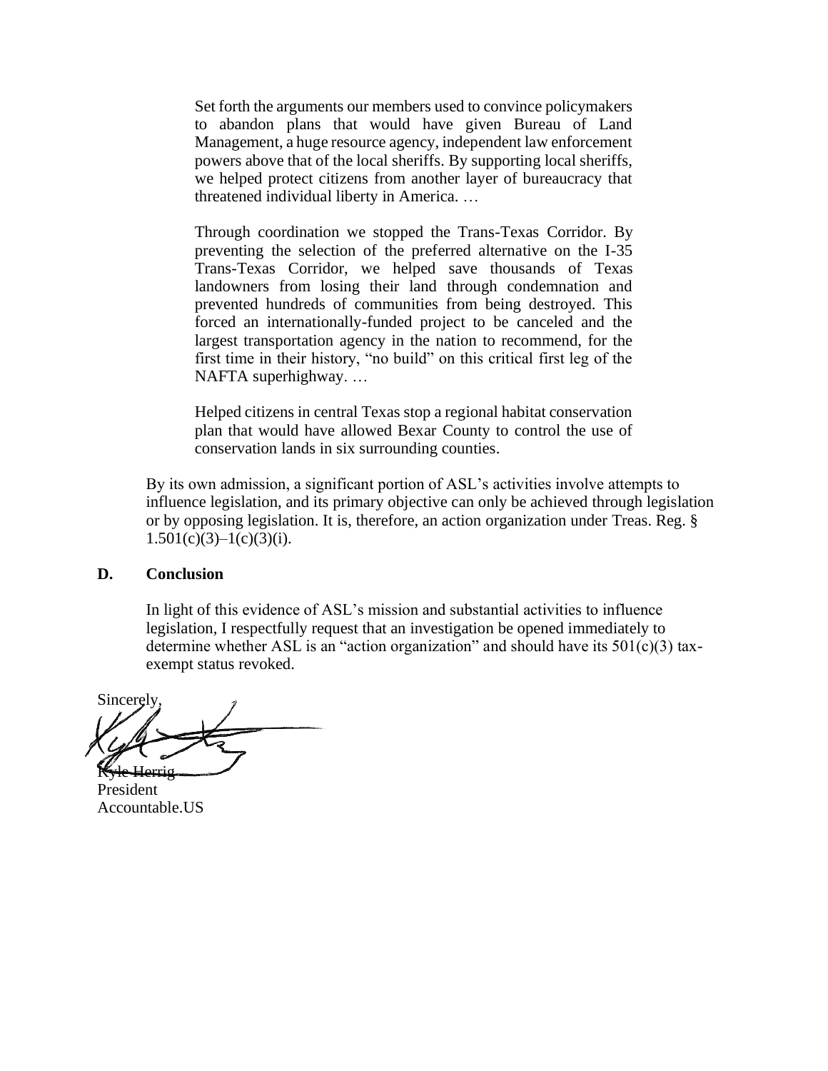> Set forth the arguments our members used to convince policymakers to abandon plans that would have given Bureau of Land Management, a huge resource agency, independent law enforcement powers above that of the local sheriffs. By supporting local sheriffs, we helped protect citizens from another layer of bureaucracy that threatened individual liberty in America. …
>
> Through coordination we stopped the Trans-Texas Corridor. By preventing the selection of the preferred alternative on the I-35 Trans-Texas Corridor, we helped save thousands of Texas landowners from losing their land through condemnation and prevented hundreds of communities from being destroyed. This forced an internationally-funded project to be canceled and the largest transportation agency in the nation to recommend, for the first time in their history, "no build" on this critical first leg of the NAFTA superhighway. …
>
> Helped citizens in central Texas stop a regional habitat conservation plan that would have allowed Bexar County to control the use of conservation lands in six surrounding counties.

By its own admission, a significant portion of ASL's activities involve attempts to influence legislation, and its primary objective can only be achieved through legislation or by opposing legislation. It is, therefore, an action organization under Treas. Reg. § 1.501(c)(3)–1(c)(3)(i).

## D. Conclusion

In light of this evidence of ASL's mission and substantial activities to influence legislation, I respectfully request that an investigation be opened immediately to determine whether ASL is an "action organization" and should have its 501(c)(3) tax-exempt status revoked.

Sincerely,

Kyle Herrig
President
Accountable.US